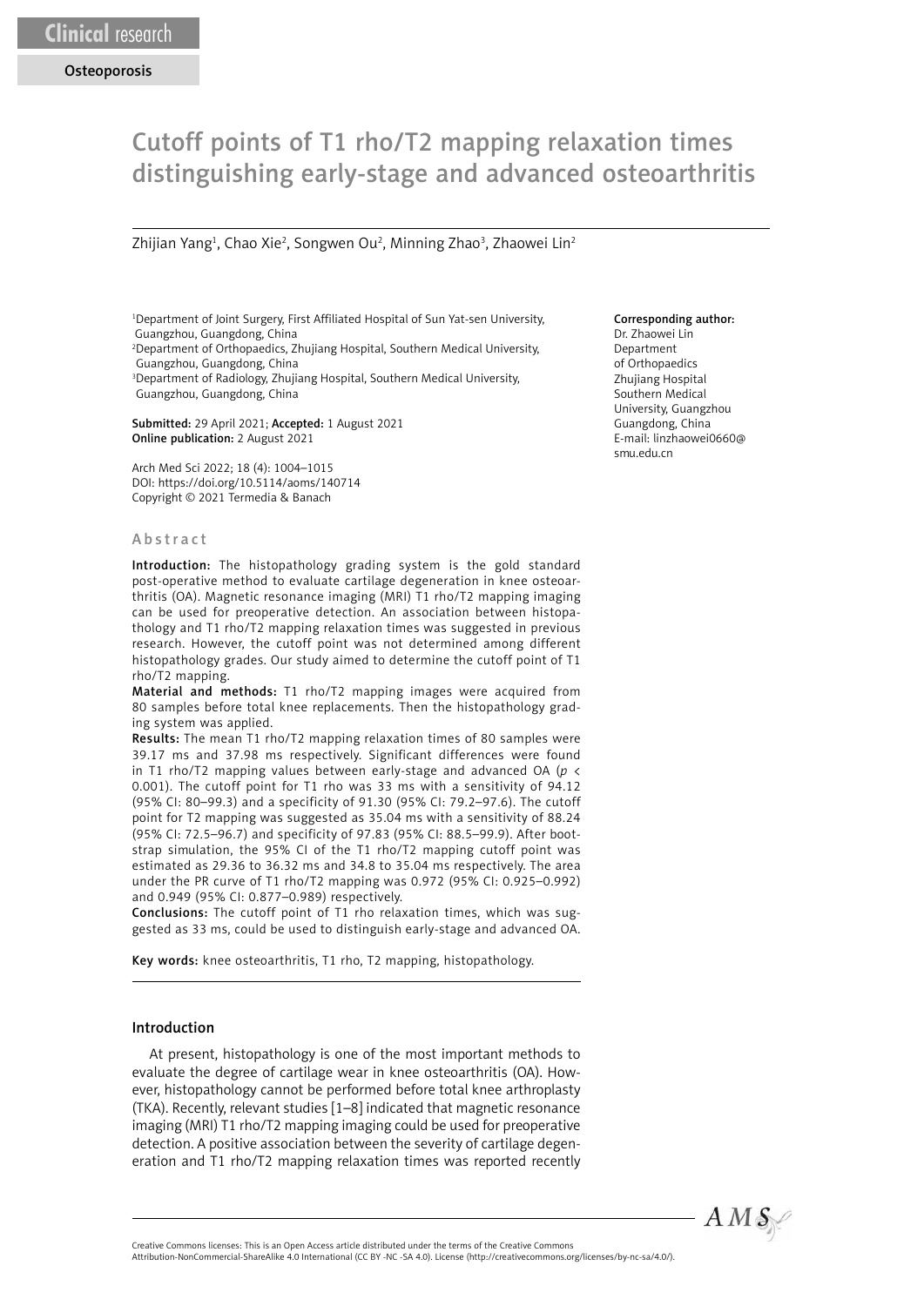Clinical research

Osteoporosis

# Cutoff points of T1 rho/T2 mapping relaxation times distinguishing early-stage and advanced osteoarthritis

Zhijian Yang[1], Chao Xie[2], Songwen Ou[2], Minning Zhao[3], Zhaowei Lin[2]

[1]Department of Joint Surgery, First Affiliated Hospital of Sun Yat-sen University, Guangzhou, Guangdong, China
[2]Department of Orthopaedics, Zhujiang Hospital, Southern Medical University, Guangzhou, Guangdong, China
[3]Department of Radiology, Zhujiang Hospital, Southern Medical University, Guangzhou, Guangdong, China

**Submitted:** 29 April 2021; **Accepted:** 1 August 2021
**Online publication:** 2 August 2021

Arch Med Sci 2022; 18 (4): 1004–1015
DOI: https://doi.org/10.5114/aoms/140714
Copyright © 2021 Termedia & Banach

**Corresponding author:**
Dr. Zhaowei Lin
Department of Orthopaedics
Zhujiang Hospital
Southern Medical University, Guangzhou
Guangdong, China
E-mail: linzhaowei0660@smu.edu.cn

## Abstract

**Introduction:** The histopathology grading system is the gold standard post-operative method to evaluate cartilage degeneration in knee osteoarthritis (OA). Magnetic resonance imaging (MRI) T1 rho/T2 mapping imaging can be used for preoperative detection. An association between histopathology and T1 rho/T2 mapping relaxation times was suggested in previous research. However, the cutoff point was not determined among different histopathology grades. Our study aimed to determine the cutoff point of T1 rho/T2 mapping.

**Material and methods:** T1 rho/T2 mapping images were acquired from 80 samples before total knee replacements. Then the histopathology grading system was applied.

**Results:** The mean T1 rho/T2 mapping relaxation times of 80 samples were 39.17 ms and 37.98 ms respectively. Significant differences were found in T1 rho/T2 mapping values between early-stage and advanced OA ($p < 0.001$). The cutoff point for T1 rho was 33 ms with a sensitivity of 94.12 (95% CI: 80–99.3) and a specificity of 91.30 (95% CI: 79.2–97.6). The cutoff point for T2 mapping was suggested as 35.04 ms with a sensitivity of 88.24 (95% CI: 72.5–96.7) and specificity of 97.83 (95% CI: 88.5–99.9). After bootstrap simulation, the 95% CI of the T1 rho/T2 mapping cutoff point was estimated as 29.36 to 36.32 ms and 34.8 to 35.04 ms respectively. The area under the PR curve of T1 rho/T2 mapping was 0.972 (95% CI: 0.925–0.992) and 0.949 (95% CI: 0.877–0.989) respectively.

**Conclusions:** The cutoff point of T1 rho relaxation times, which was suggested as 33 ms, could be used to distinguish early-stage and advanced OA.

**Key words:** knee osteoarthritis, T1 rho, T2 mapping, histopathology.

## Introduction

At present, histopathology is one of the most important methods to evaluate the degree of cartilage wear in knee osteoarthritis (OA). However, histopathology cannot be performed before total knee arthroplasty (TKA). Recently, relevant studies [1–8] indicated that magnetic resonance imaging (MRI) T1 rho/T2 mapping imaging could be used for preoperative detection. A positive association between the severity of cartilage degeneration and T1 rho/T2 mapping relaxation times was reported recently

Creative Commons licenses: This is an Open Access article distributed under the terms of the Creative Commons Attribution-NonCommercial-ShareAlike 4.0 International (CC BY -NC -SA 4.0). License (http://creativecommons.org/licenses/by-nc-sa/4.0/).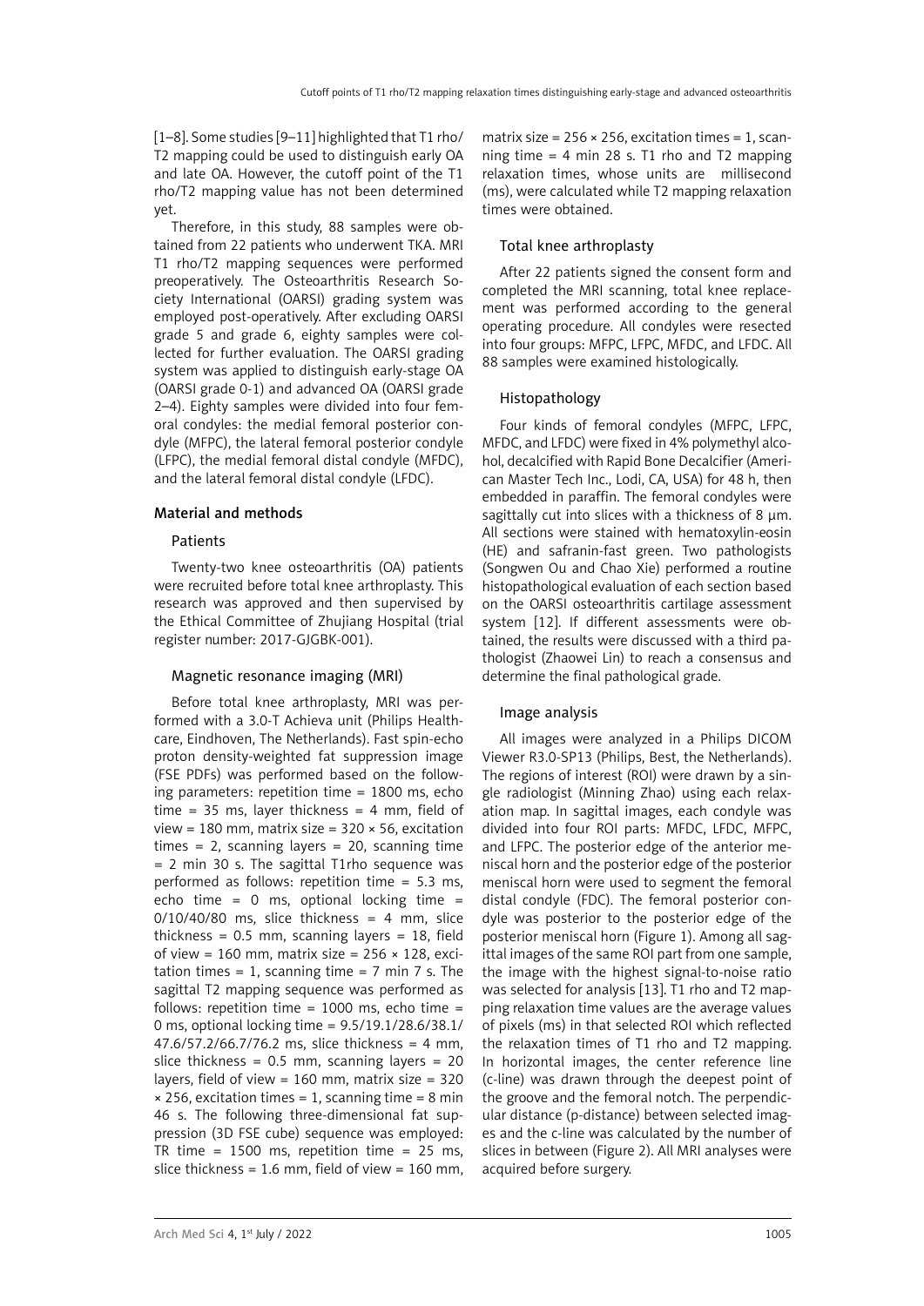[1–8]. Some studies [9–11] highlighted that T1 rho/T2 mapping could be used to distinguish early OA and late OA. However, the cutoff point of the T1 rho/T2 mapping value has not been determined yet.

Therefore, in this study, 88 samples were obtained from 22 patients who underwent TKA. MRI T1 rho/T2 mapping sequences were performed preoperatively. The Osteoarthritis Research Society International (OARSI) grading system was employed post-operatively. After excluding OARSI grade 5 and grade 6, eighty samples were collected for further evaluation. The OARSI grading system was applied to distinguish early-stage OA (OARSI grade 0-1) and advanced OA (OARSI grade 2–4). Eighty samples were divided into four femoral condyles: the medial femoral posterior condyle (MFPC), the lateral femoral posterior condyle (LFPC), the medial femoral distal condyle (MFDC), and the lateral femoral distal condyle (LFDC).

## Material and methods

### Patients

Twenty-two knee osteoarthritis (OA) patients were recruited before total knee arthroplasty. This research was approved and then supervised by the Ethical Committee of Zhujiang Hospital (trial register number: 2017-GJGBK-001).

### Magnetic resonance imaging (MRI)

Before total knee arthroplasty, MRI was performed with a 3.0-T Achieva unit (Philips Healthcare, Eindhoven, The Netherlands). Fast spin-echo proton density-weighted fat suppression image (FSE PDFs) was performed based on the following parameters: repetition time = 1800 ms, echo time = 35 ms, layer thickness = 4 mm, field of view = 180 mm, matrix size = 320 × 56, excitation times = 2, scanning layers = 20, scanning time = 2 min 30 s. The sagittal T1rho sequence was performed as follows: repetition time = 5.3 ms, echo time = 0 ms, optional locking time = 0/10/40/80 ms, slice thickness = 4 mm, slice thickness = 0.5 mm, scanning layers = 18, field of view = 160 mm, matrix size = 256 × 128, excitation times = 1, scanning time = 7 min 7 s. The sagittal T2 mapping sequence was performed as follows: repetition time = 1000 ms, echo time = 0 ms, optional locking time = 9.5/19.1/28.6/38.1/47.6/57.2/66.7/76.2 ms, slice thickness = 4 mm, slice thickness = 0.5 mm, scanning layers = 20 layers, field of view = 160 mm, matrix size = 320 × 256, excitation times = 1, scanning time = 8 min 46 s. The following three-dimensional fat suppression (3D FSE cube) sequence was employed: TR time = 1500 ms, repetition time = 25 ms, slice thickness = 1.6 mm, field of view = 160 mm, matrix size = 256 × 256, excitation times = 1, scanning time = 4 min 28 s. T1 rho and T2 mapping relaxation times, whose units are millisecond (ms), were calculated while T2 mapping relaxation times were obtained.

### Total knee arthroplasty

After 22 patients signed the consent form and completed the MRI scanning, total knee replacement was performed according to the general operating procedure. All condyles were resected into four groups: MFPC, LFPC, MFDC, and LFDC. All 88 samples were examined histologically.

### Histopathology

Four kinds of femoral condyles (MFPC, LFPC, MFDC, and LFDC) were fixed in 4% polymethyl alcohol, decalcified with Rapid Bone Decalcifier (American Master Tech Inc., Lodi, CA, USA) for 48 h, then embedded in paraffin. The femoral condyles were sagittally cut into slices with a thickness of 8 µm. All sections were stained with hematoxylin-eosin (HE) and safranin-fast green. Two pathologists (Songwen Ou and Chao Xie) performed a routine histopathological evaluation of each section based on the OARSI osteoarthritis cartilage assessment system [12]. If different assessments were obtained, the results were discussed with a third pathologist (Zhaowei Lin) to reach a consensus and determine the final pathological grade.

### Image analysis

All images were analyzed in a Philips DICOM Viewer R3.0-SP13 (Philips, Best, the Netherlands). The regions of interest (ROI) were drawn by a single radiologist (Minning Zhao) using each relaxation map. In sagittal images, each condyle was divided into four ROI parts: MFDC, LFDC, MFPC, and LFPC. The posterior edge of the anterior meniscal horn and the posterior edge of the posterior meniscal horn were used to segment the femoral distal condyle (FDC). The femoral posterior condyle was posterior to the posterior edge of the posterior meniscal horn (Figure 1). Among all sagittal images of the same ROI part from one sample, the image with the highest signal-to-noise ratio was selected for analysis [13]. T1 rho and T2 mapping relaxation time values are the average values of pixels (ms) in that selected ROI which reflected the relaxation times of T1 rho and T2 mapping. In horizontal images, the center reference line (c-line) was drawn through the deepest point of the groove and the femoral notch. The perpendicular distance (p-distance) between selected images and the c-line was calculated by the number of slices in between (Figure 2). All MRI analyses were acquired before surgery.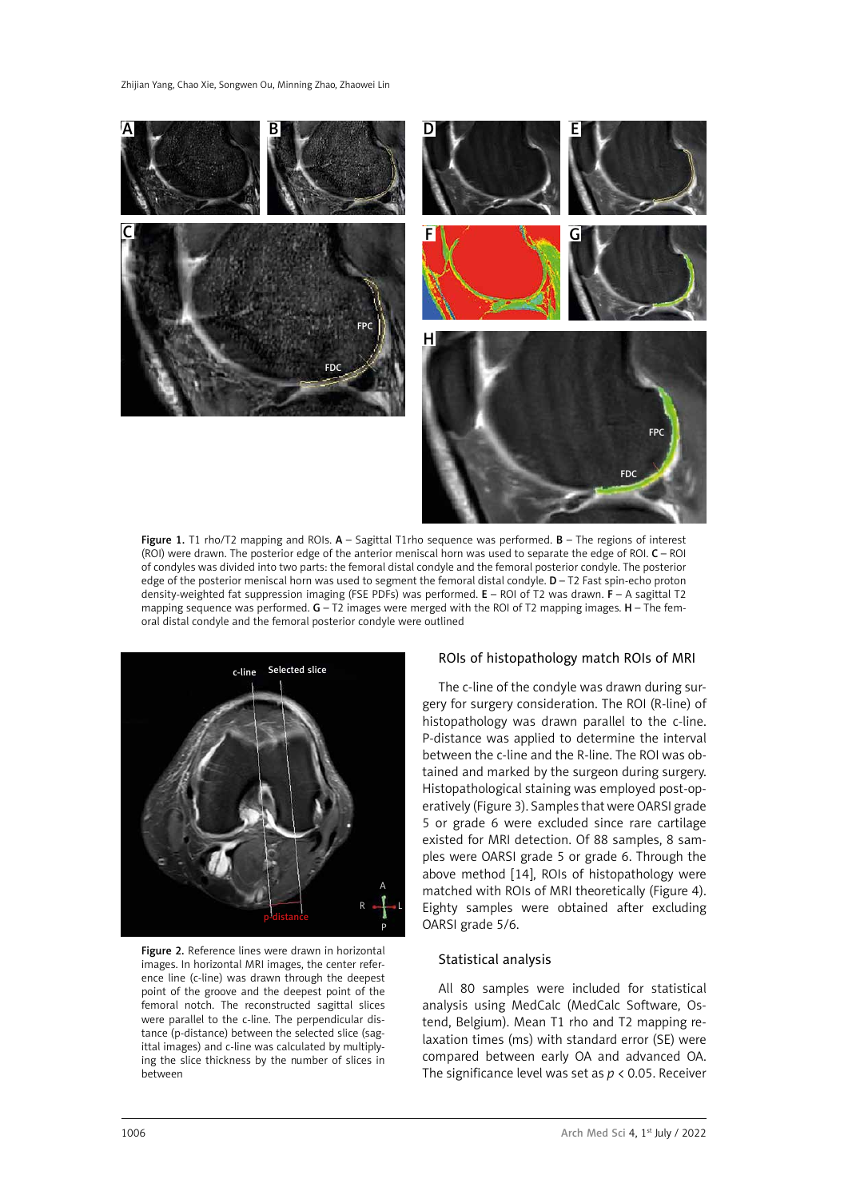Figure 1. T1 rho/T2 mapping and ROIs. **A** – Sagittal T1rho sequence was performed. **B** – The regions of interest (ROI) were drawn. The posterior edge of the anterior meniscal horn was used to separate the edge of ROI. **C** – ROI of condyles was divided into two parts: the femoral distal condyle and the femoral posterior condyle. The posterior edge of the posterior meniscal horn was used to segment the femoral distal condyle. **D** – T2 Fast spin-echo proton density-weighted fat suppression imaging (FSE PDFs) was performed. **E** – ROI of T2 was drawn. **F** – A sagittal T2 mapping sequence was performed. **G** – T2 images were merged with the ROI of T2 mapping images. **H** – The femoral distal condyle and the femoral posterior condyle were outlined

Figure 2. Reference lines were drawn in horizontal images. In horizontal MRI images, the center reference line (c-line) was drawn through the deepest point of the groove and the deepest point of the femoral notch. The reconstructed sagittal slices were parallel to the c-line. The perpendicular distance (p-distance) between the selected slice (sagittal images) and c-line was calculated by multiplying the slice thickness by the number of slices in between

### ROIs of histopathology match ROIs of MRI

The c-line of the condyle was drawn during surgery for surgery consideration. The ROI (R-line) of histopathology was drawn parallel to the c-line. P-distance was applied to determine the interval between the c-line and the R-line. The ROI was obtained and marked by the surgeon during surgery. Histopathological staining was employed post-operatively (Figure 3). Samples that were OARSI grade 5 or grade 6 were excluded since rare cartilage existed for MRI detection. Of 88 samples, 8 samples were OARSI grade 5 or grade 6. Through the above method [14], ROIs of histopathology were matched with ROIs of MRI theoretically (Figure 4). Eighty samples were obtained after excluding OARSI grade 5/6.

### Statistical analysis

All 80 samples were included for statistical analysis using MedCalc (MedCalc Software, Ostend, Belgium). Mean T1 rho and T2 mapping relaxation times (ms) with standard error (SE) were compared between early OA and advanced OA. The significance level was set as $p < 0.05$. Receiver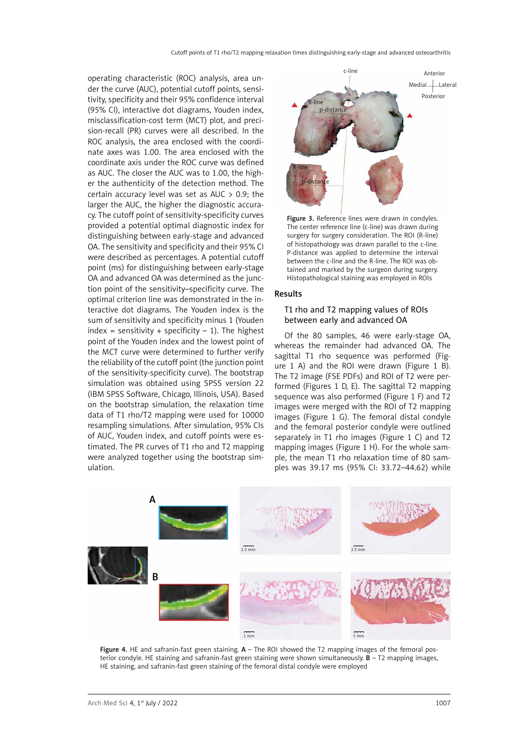operating characteristic (ROC) analysis, area under the curve (AUC), potential cutoff points, sensitivity, specificity and their 95% confidence interval (95% CI), interactive dot diagrams, Youden index, misclassification-cost term (MCT) plot, and precision-recall (PR) curves were all described. In the ROC analysis, the area enclosed with the coordinate axes was 1.00. The area enclosed with the coordinate axis under the ROC curve was defined as AUC. The closer the AUC was to 1.00, the higher the authenticity of the detection method. The certain accuracy level was set as AUC > 0.9; the larger the AUC, the higher the diagnostic accuracy. The cutoff point of sensitivity-specificity curves provided a potential optimal diagnostic index for distinguishing between early-stage and advanced OA. The sensitivity and specificity and their 95% CI were described as percentages. A potential cutoff point (ms) for distinguishing between early-stage OA and advanced OA was determined as the junction point of the sensitivity–specificity curve. The optimal criterion line was demonstrated in the interactive dot diagrams. The Youden index is the sum of sensitivity and specificity minus 1 (Youden index = sensitivity + specificity – 1). The highest point of the Youden index and the lowest point of the MCT curve were determined to further verify the reliability of the cutoff point (the junction point of the sensitivity-specificity curve). The bootstrap simulation was obtained using SPSS version 22 (IBM SPSS Software, Chicago, Illinois, USA). Based on the bootstrap simulation, the relaxation time data of T1 rho/T2 mapping were used for 10000 resampling simulations. After simulation, 95% CIs of AUC, Youden index, and cutoff points were estimated. The PR curves of T1 rho and T2 mapping were analyzed together using the bootstrap simulation.

**Figure 3.** Reference lines were drawn in condyles. The center reference line (c-line) was drawn during surgery for surgery consideration. The ROI (R-line) of histopathology was drawn parallel to the c-line. P-distance was applied to determine the interval between the c-line and the R-line. The ROI was obtained and marked by the surgeon during surgery. Histopathological staining was employed in ROIs

## Results

### T1 rho and T2 mapping values of ROIs between early and advanced OA

Of the 80 samples, 46 were early-stage OA, whereas the remainder had advanced OA. The sagittal T1 rho sequence was performed (Figure 1 A) and the ROI were drawn (Figure 1 B). The T2 image (FSE PDFs) and ROI of T2 were performed (Figures 1 D, E). The sagittal T2 mapping sequence was also performed (Figure 1 F) and T2 images were merged with the ROI of T2 mapping images (Figure 1 G). The femoral distal condyle and the femoral posterior condyle were outlined separately in T1 rho images (Figure 1 C) and T2 mapping images (Figure 1 H). For the whole sample, the mean T1 rho relaxation time of 80 samples was 39.17 ms (95% CI: 33.72–44.62) while

**Figure 4.** HE and safranin-fast green staining. **A** – The ROI showed the T2 mapping images of the femoral posterior condyle. HE staining and safranin-fast green staining were shown simultaneously. **B** – T2 mapping images, HE staining, and safranin-fast green staining of the femoral distal condyle were employed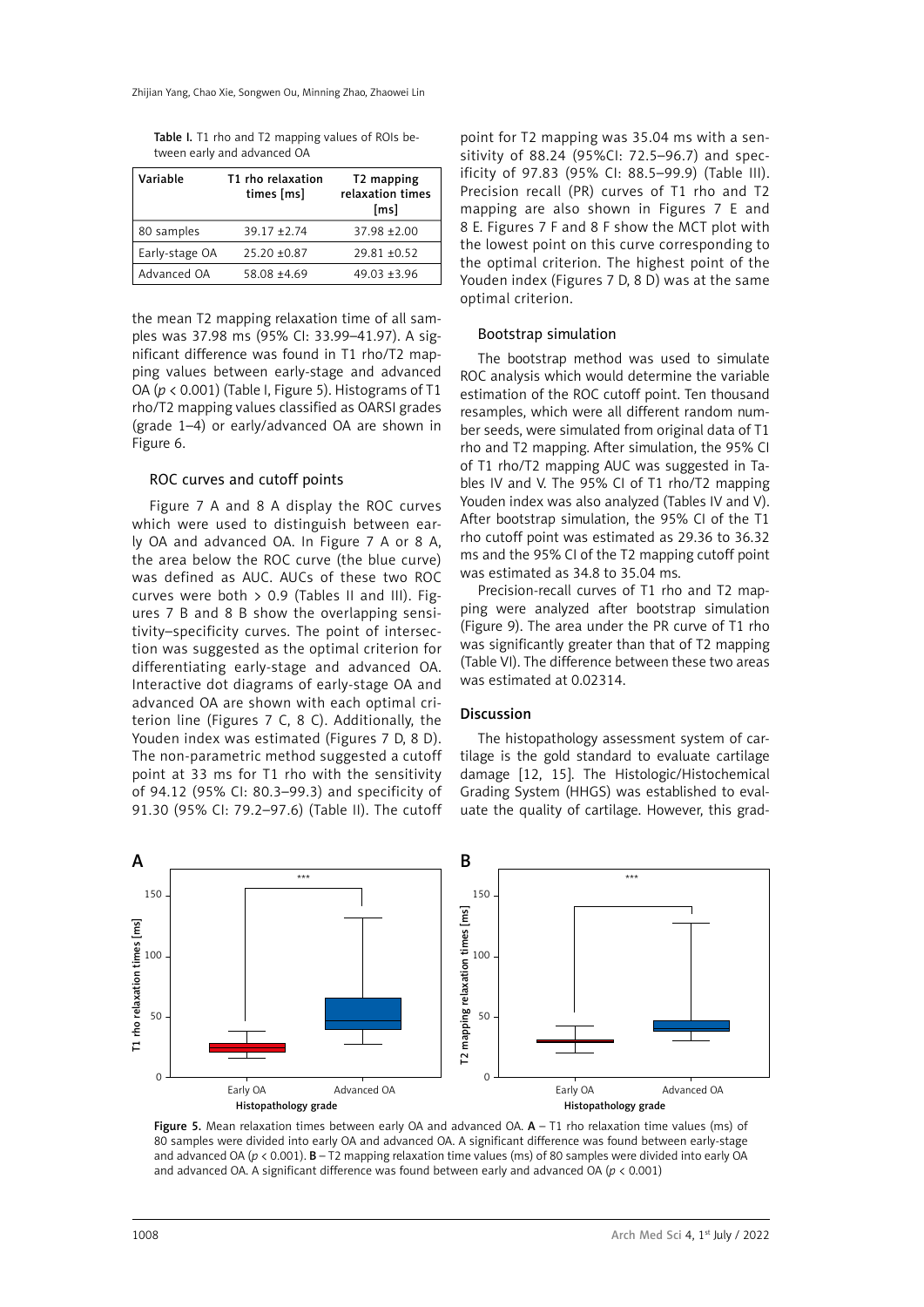Table I. T1 rho and T2 mapping values of ROIs between early and advanced OA

| Variable | T1 rho relaxation times [ms] | T2 mapping relaxation times [ms] |
|---|---|---|
| 80 samples | 39.17 ±2.74 | 37.98 ±2.00 |
| Early-stage OA | 25.20 ±0.87 | 29.81 ±0.52 |
| Advanced OA | 58.08 ±4.69 | 49.03 ±3.96 |

the mean T2 mapping relaxation time of all samples was 37.98 ms (95% CI: 33.99–41.97). A significant difference was found in T1 rho/T2 mapping values between early-stage and advanced OA ($p < 0.001$) (Table I, Figure 5). Histograms of T1 rho/T2 mapping values classified as OARSI grades (grade 1–4) or early/advanced OA are shown in Figure 6.

### ROC curves and cutoff points

Figure 7 A and 8 A display the ROC curves which were used to distinguish between early OA and advanced OA. In Figure 7 A or 8 A, the area below the ROC curve (the blue curve) was defined as AUC. AUCs of these two ROC curves were both > 0.9 (Tables II and III). Figures 7 B and 8 B show the overlapping sensitivity–specificity curves. The point of intersection was suggested as the optimal criterion for differentiating early-stage and advanced OA. Interactive dot diagrams of early-stage OA and advanced OA are shown with each optimal criterion line (Figures 7 C, 8 C). Additionally, the Youden index was estimated (Figures 7 D, 8 D). The non-parametric method suggested a cutoff point at 33 ms for T1 rho with the sensitivity of 94.12 (95% CI: 80.3–99.3) and specificity of 91.30 (95% CI: 79.2–97.6) (Table II). The cutoff point for T2 mapping was 35.04 ms with a sensitivity of 88.24 (95%CI: 72.5–96.7) and specificity of 97.83 (95% CI: 88.5–99.9) (Table III). Precision recall (PR) curves of T1 rho and T2 mapping are also shown in Figures 7 E and 8 E. Figures 7 F and 8 F show the MCT plot with the lowest point on this curve corresponding to the optimal criterion. The highest point of the Youden index (Figures 7 D, 8 D) was at the same optimal criterion.

### Bootstrap simulation

The bootstrap method was used to simulate ROC analysis which would determine the variable estimation of the ROC cutoff point. Ten thousand resamples, which were all different random number seeds, were simulated from original data of T1 rho and T2 mapping. After simulation, the 95% CI of T1 rho/T2 mapping AUC was suggested in Tables IV and V. The 95% CI of T1 rho/T2 mapping Youden index was also analyzed (Tables IV and V). After bootstrap simulation, the 95% CI of the T1 rho cutoff point was estimated as 29.36 to 36.32 ms and the 95% CI of the T2 mapping cutoff point was estimated as 34.8 to 35.04 ms.

Precision-recall curves of T1 rho and T2 mapping were analyzed after bootstrap simulation (Figure 9). The area under the PR curve of T1 rho was significantly greater than that of T2 mapping (Table VI). The difference between these two areas was estimated at 0.02314.

## Discussion

The histopathology assessment system of cartilage is the gold standard to evaluate cartilage damage [12, 15]. The Histologic/Histochemical Grading System (HHGS) was established to evaluate the quality of cartilage. However, this grad-

Figure 5. Mean relaxation times between early OA and advanced OA. **A** – T1 rho relaxation time values (ms) of 80 samples were divided into early OA and advanced OA. A significant difference was found between early-stage and advanced OA ($p < 0.001$). **B** – T2 mapping relaxation time values (ms) of 80 samples were divided into early OA and advanced OA. A significant difference was found between early and advanced OA ($p < 0.001$)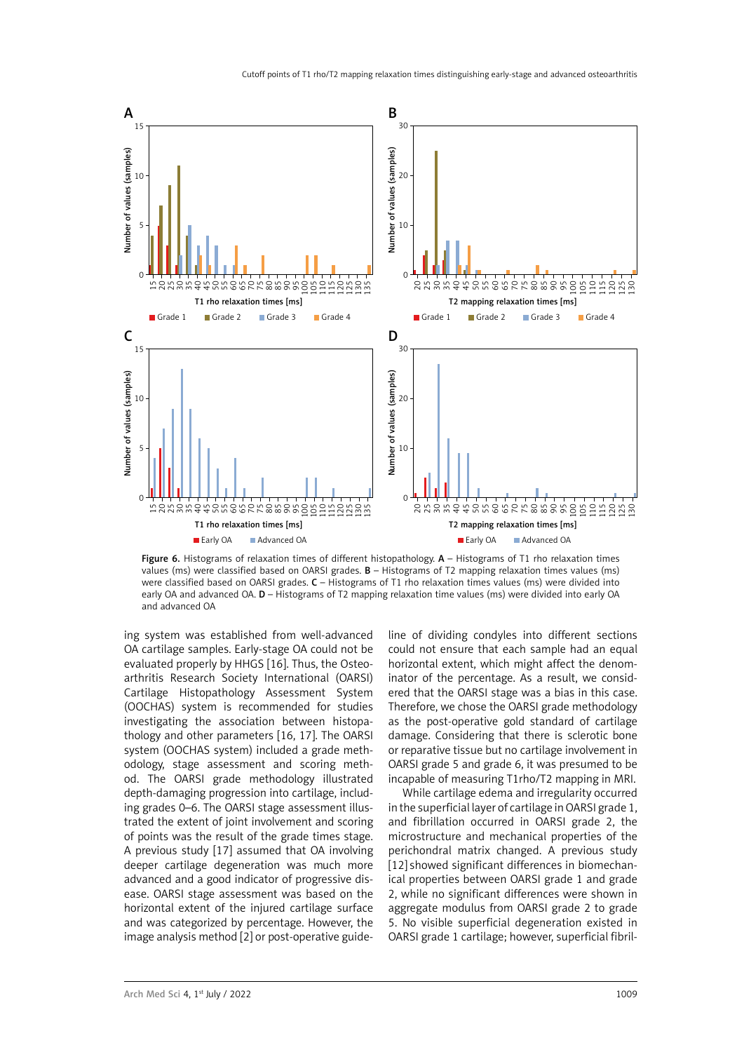Figure 6. Histograms of relaxation times of different histopathology. **A** – Histograms of T1 rho relaxation times values (ms) were classified based on OARSI grades. **B** – Histograms of T2 mapping relaxation times values (ms) were classified based on OARSI grades. **C** – Histograms of T1 rho relaxation times values (ms) were divided into early OA and advanced OA. **D** – Histograms of T2 mapping relaxation time values (ms) were divided into early OA and advanced OA

ing system was established from well-advanced OA cartilage samples. Early-stage OA could not be evaluated properly by HHGS [16]. Thus, the Osteoarthritis Research Society International (OARSI) Cartilage Histopathology Assessment System (OOCHAS) system is recommended for studies investigating the association between histopathology and other parameters [16, 17]. The OARSI system (OOCHAS system) included a grade methodology, stage assessment and scoring method. The OARSI grade methodology illustrated depth-damaging progression into cartilage, including grades 0–6. The OARSI stage assessment illustrated the extent of joint involvement and scoring of points was the result of the grade times stage. A previous study [17] assumed that OA involving deeper cartilage degeneration was much more advanced and a good indicator of progressive disease. OARSI stage assessment was based on the horizontal extent of the injured cartilage surface and was categorized by percentage. However, the image analysis method [2] or post-operative guideline of dividing condyles into different sections could not ensure that each sample had an equal horizontal extent, which might affect the denominator of the percentage. As a result, we considered that the OARSI stage was a bias in this case. Therefore, we chose the OARSI grade methodology as the post-operative gold standard of cartilage damage. Considering that there is sclerotic bone or reparative tissue but no cartilage involvement in OARSI grade 5 and grade 6, it was presumed to be incapable of measuring T1rho/T2 mapping in MRI.

While cartilage edema and irregularity occurred in the superficial layer of cartilage in OARSI grade 1, and fibrillation occurred in OARSI grade 2, the microstructure and mechanical properties of the perichondral matrix changed. A previous study [12] showed significant differences in biomechanical properties between OARSI grade 1 and grade 2, while no significant differences were shown in aggregate modulus from OARSI grade 2 to grade 5. No visible superficial degeneration existed in OARSI grade 1 cartilage; however, superficial fibril-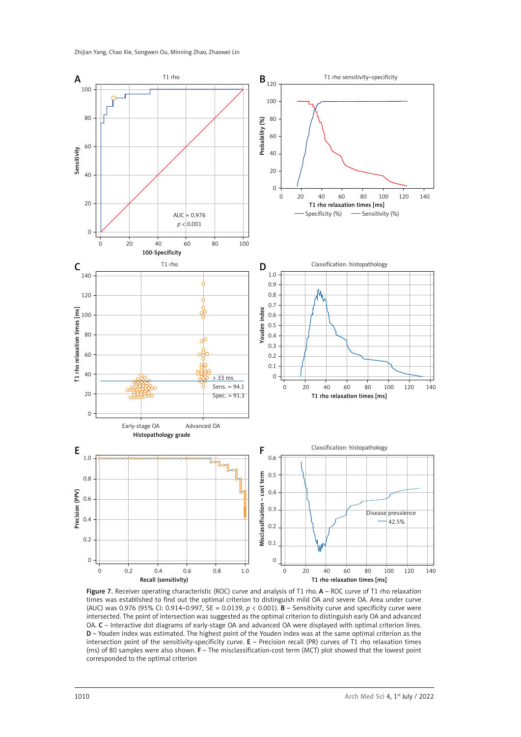**Figure 7.** Receiver operating characteristic (ROC) curve and analysis of T1 rho. **A** – ROC curve of T1 rho relaxation times (ms) was established to find out the optimal criterion to distinguish mild OA and severe OA. Area under curve (AUC) was 0.976 (95% CI: 0.914–0.997, SE = 0.0139, $p < 0.001$). **B** – Sensitivity curve and specificity curve were intersected. The point of intersection was suggested as the optimal criterion to distinguish early OA and advanced OA. **C** – Interactive dot diagrams of early-stage OA and advanced OA were displayed with optimal criterion lines. **D** – Youden index was estimated. The highest point of the Youden index was at the same optimal criterion as the intersection point of the sensitivity-specificity curve. **E** – Precision recall (PR) curves of T1 rho relaxation times (ms) of 80 samples were also shown. **F** – The misclassification-cost term (MCT) plot showed that the lowest point corresponded to the optimal criterion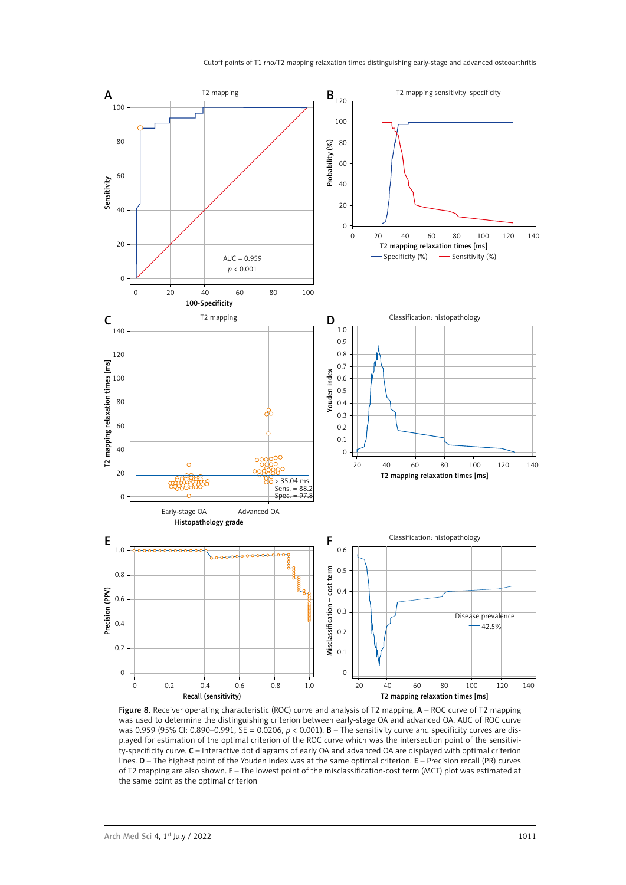**Figure 8.** Receiver operating characteristic (ROC) curve and analysis of T2 mapping. **A** – ROC curve of T2 mapping was used to determine the distinguishing criterion between early-stage OA and advanced OA. AUC of ROC curve was 0.959 (95% CI: 0.890–0.991, SE = 0.0206, $p$ < 0.001). **B** – The sensitivity curve and specificity curves are displayed for estimation of the optimal criterion of the ROC curve which was the intersection point of the sensitivity-specificity curve. **C** – Interactive dot diagrams of early OA and advanced OA are displayed with optimal criterion lines. **D** – The highest point of the Youden index was at the same optimal criterion. **E** – Precision recall (PR) curves of T2 mapping are also shown. **F** – The lowest point of the misclassification-cost term (MCT) plot was estimated at the same point as the optimal criterion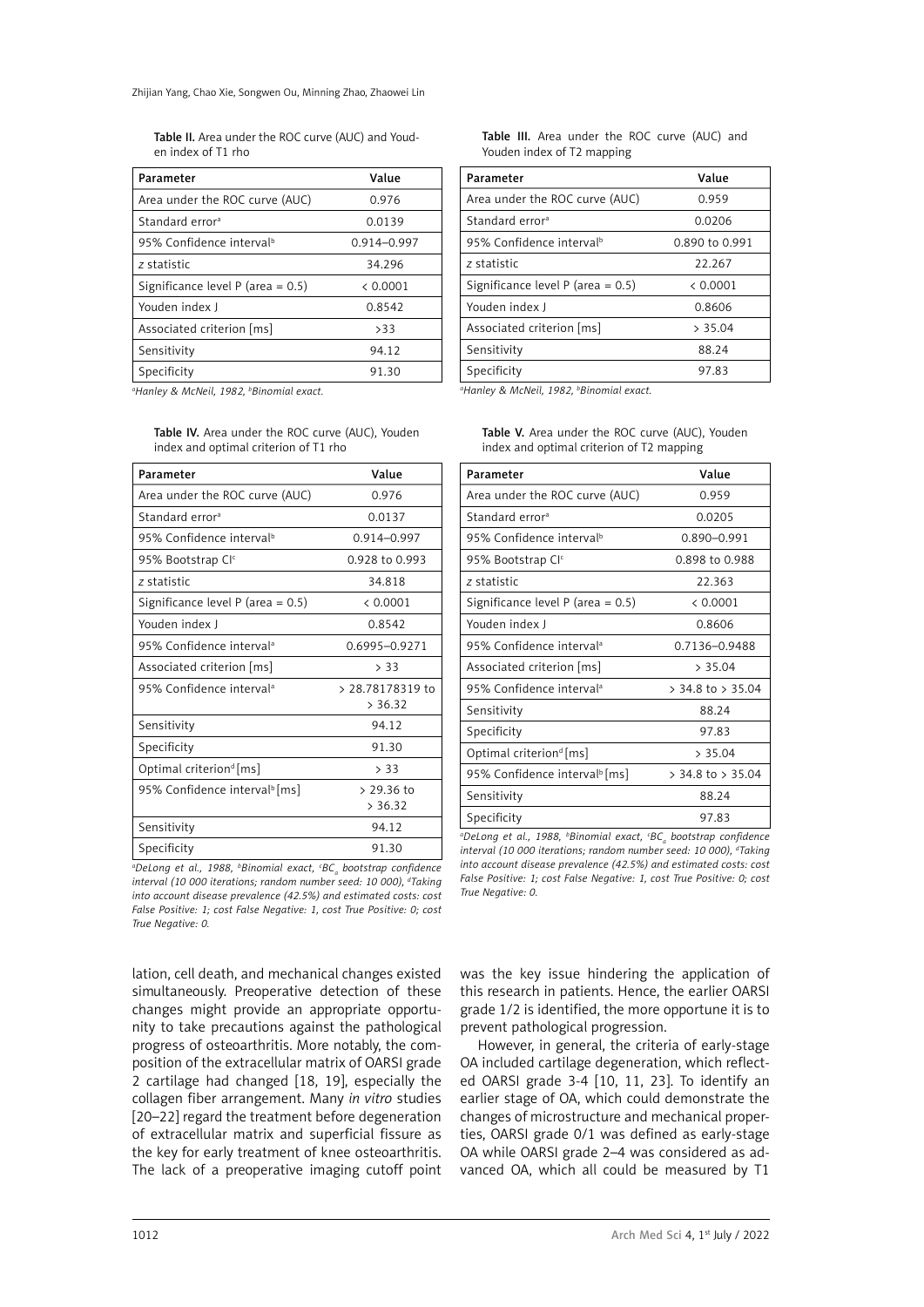Table II. Area under the ROC curve (AUC) and Youden index of T1 rho

| Parameter | Value |
|---|---|
| Area under the ROC curve (AUC) | 0.976 |
| Standard error[a] | 0.0139 |
| 95% Confidence interval[b] | 0.914–0.997 |
| *z* statistic | 34.296 |
| Significance level P (area = 0.5) | < 0.0001 |
| Youden index J | 0.8542 |
| Associated criterion [ms] | >33 |
| Sensitivity | 94.12 |
| Specificity | 91.30 |

[a]*Hanley & McNeil, 1982,* [b]*Binomial exact.*

Table III. Area under the ROC curve (AUC) and Youden index of T2 mapping

| Parameter | Value |
|---|---|
| Area under the ROC curve (AUC) | 0.959 |
| Standard error[a] | 0.0206 |
| 95% Confidence interval[b] | 0.890 to 0.991 |
| *z* statistic | 22.267 |
| Significance level P (area = 0.5) | < 0.0001 |
| Youden index J | 0.8606 |
| Associated criterion [ms] | > 35.04 |
| Sensitivity | 88.24 |
| Specificity | 97.83 |

[a]*Hanley & McNeil, 1982,* [b]*Binomial exact.*

Table IV. Area under the ROC curve (AUC), Youden index and optimal criterion of T1 rho

| Parameter | Value |
|---|---|
| Area under the ROC curve (AUC) | 0.976 |
| Standard error[a] | 0.0137 |
| 95% Confidence interval[b] | 0.914–0.997 |
| 95% Bootstrap CI[c] | 0.928 to 0.993 |
| *z* statistic | 34.818 |
| Significance level P (area = 0.5) | < 0.0001 |
| Youden index J | 0.8542 |
| 95% Confidence interval[a] | 0.6995–0.9271 |
| Associated criterion [ms] | > 33 |
| 95% Confidence interval[a] | > 28.78178319 to > 36.32 |
| Sensitivity | 94.12 |
| Specificity | 91.30 |
| Optimal criterion[d] [ms] | > 33 |
| 95% Confidence interval[b] [ms] | > 29.36 to > 36.32 |
| Sensitivity | 94.12 |
| Specificity | 91.30 |

[a]*DeLong et al., 1988,* [b]*Binomial exact,* [c]*$BC_a$ bootstrap confidence interval (10 000 iterations; random number seed: 10 000),* [d]*Taking into account disease prevalence (42.5%) and estimated costs: cost False Positive: 1; cost False Negative: 1, cost True Positive: 0; cost True Negative: 0.*

Table V. Area under the ROC curve (AUC), Youden index and optimal criterion of T2 mapping

| Parameter | Value |
|---|---|
| Area under the ROC curve (AUC) | 0.959 |
| Standard error[a] | 0.0205 |
| 95% Confidence interval[b] | 0.890–0.991 |
| 95% Bootstrap CI[c] | 0.898 to 0.988 |
| *z* statistic | 22.363 |
| Significance level P (area = 0.5) | < 0.0001 |
| Youden index J | 0.8606 |
| 95% Confidence interval[a] | 0.7136–0.9488 |
| Associated criterion [ms] | > 35.04 |
| 95% Confidence interval[a] | > 34.8 to > 35.04 |
| Sensitivity | 88.24 |
| Specificity | 97.83 |
| Optimal criterion[d] [ms] | > 35.04 |
| 95% Confidence interval[b] [ms] | > 34.8 to > 35.04 |
| Sensitivity | 88.24 |
| Specificity | 97.83 |

[a]*DeLong et al., 1988,* [b]*Binomial exact,* [c]*$BC_a$ bootstrap confidence interval (10 000 iterations; random number seed: 10 000),* [d]*Taking into account disease prevalence (42.5%) and estimated costs: cost False Positive: 1; cost False Negative: 1, cost True Positive: 0; cost True Negative: 0.*

lation, cell death, and mechanical changes existed simultaneously. Preoperative detection of these changes might provide an appropriate opportunity to take precautions against the pathological progress of osteoarthritis. More notably, the composition of the extracellular matrix of OARSI grade 2 cartilage had changed [18, 19], especially the collagen fiber arrangement. Many *in vitro* studies [20–22] regard the treatment before degeneration of extracellular matrix and superficial fissure as the key for early treatment of knee osteoarthritis. The lack of a preoperative imaging cutoff point was the key issue hindering the application of this research in patients. Hence, the earlier OARSI grade 1/2 is identified, the more opportune it is to prevent pathological progression.

However, in general, the criteria of early-stage OA included cartilage degeneration, which reflected OARSI grade 3-4 [10, 11, 23]. To identify an earlier stage of OA, which could demonstrate the changes of microstructure and mechanical properties, OARSI grade 0/1 was defined as early-stage OA while OARSI grade 2–4 was considered as advanced OA, which all could be measured by T1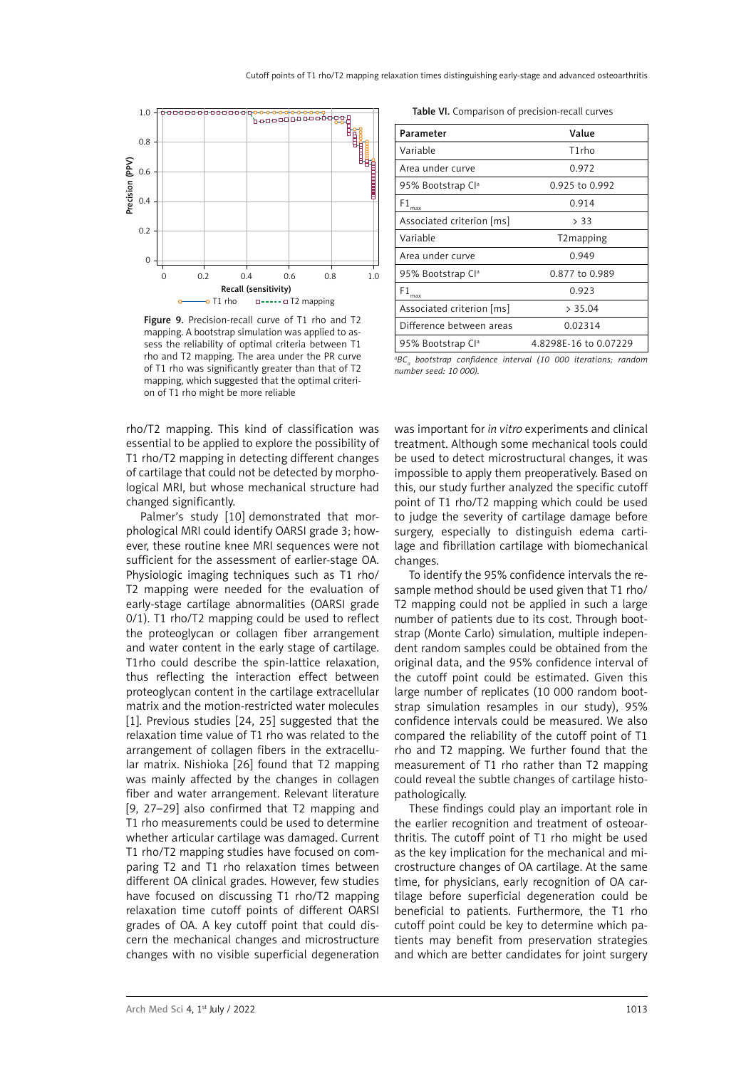Figure 9. Precision-recall curve of T1 rho and T2 mapping. A bootstrap simulation was applied to assess the reliability of optimal criteria between T1 rho and T2 mapping. The area under the PR curve of T1 rho was significantly greater than that of T2 mapping, which suggested that the optimal criterion of T1 rho might be more reliable

Table VI. Comparison of precision-recall curves

| Parameter | Value |
|---|---|
| Variable | T1rho |
| Area under curve | 0.972 |
| 95% Bootstrap CI[a] | 0.925 to 0.992 |
| $F1_{max}$ | 0.914 |
| Associated criterion [ms] | > 33 |
| Variable | T2mapping |
| Area under curve | 0.949 |
| 95% Bootstrap CI[a] | 0.877 to 0.989 |
| $F1_{max}$ | 0.923 |
| Associated criterion [ms] | > 35.04 |
| Difference between areas | 0.02314 |
| 95% Bootstrap CI[a] | 4.8298E-16 to 0.07229 |

[a]*$BC_a$ bootstrap confidence interval (10 000 iterations; random number seed: 10 000).*

rho/T2 mapping. This kind of classification was essential to be applied to explore the possibility of T1 rho/T2 mapping in detecting different changes of cartilage that could not be detected by morphological MRI, but whose mechanical structure had changed significantly.

Palmer's study [10] demonstrated that morphological MRI could identify OARSI grade 3; however, these routine knee MRI sequences were not sufficient for the assessment of earlier-stage OA. Physiologic imaging techniques such as T1 rho/T2 mapping were needed for the evaluation of early-stage cartilage abnormalities (OARSI grade 0/1). T1 rho/T2 mapping could be used to reflect the proteoglycan or collagen fiber arrangement and water content in the early stage of cartilage. T1rho could describe the spin-lattice relaxation, thus reflecting the interaction effect between proteoglycan content in the cartilage extracellular matrix and the motion-restricted water molecules [1]. Previous studies [24, 25] suggested that the relaxation time value of T1 rho was related to the arrangement of collagen fibers in the extracellular matrix. Nishioka [26] found that T2 mapping was mainly affected by the changes in collagen fiber and water arrangement. Relevant literature [9, 27–29] also confirmed that T2 mapping and T1 rho measurements could be used to determine whether articular cartilage was damaged. Current T1 rho/T2 mapping studies have focused on comparing T2 and T1 rho relaxation times between different OA clinical grades. However, few studies have focused on discussing T1 rho/T2 mapping relaxation time cutoff points of different OARSI grades of OA. A key cutoff point that could discern the mechanical changes and microstructure changes with no visible superficial degeneration was important for *in vitro* experiments and clinical treatment. Although some mechanical tools could be used to detect microstructural changes, it was impossible to apply them preoperatively. Based on this, our study further analyzed the specific cutoff point of T1 rho/T2 mapping which could be used to judge the severity of cartilage damage before surgery, especially to distinguish edema cartilage and fibrillation cartilage with biomechanical changes.

To identify the 95% confidence intervals the resample method should be used given that T1 rho/T2 mapping could not be applied in such a large number of patients due to its cost. Through bootstrap (Monte Carlo) simulation, multiple independent random samples could be obtained from the original data, and the 95% confidence interval of the cutoff point could be estimated. Given this large number of replicates (10 000 random bootstrap simulation resamples in our study), 95% confidence intervals could be measured. We also compared the reliability of the cutoff point of T1 rho and T2 mapping. We further found that the measurement of T1 rho rather than T2 mapping could reveal the subtle changes of cartilage histopathologically.

These findings could play an important role in the earlier recognition and treatment of osteoarthritis. The cutoff point of T1 rho might be used as the key implication for the mechanical and microstructure changes of OA cartilage. At the same time, for physicians, early recognition of OA cartilage before superficial degeneration could be beneficial to patients. Furthermore, the T1 rho cutoff point could be key to determine which patients may benefit from preservation strategies and which are better candidates for joint surgery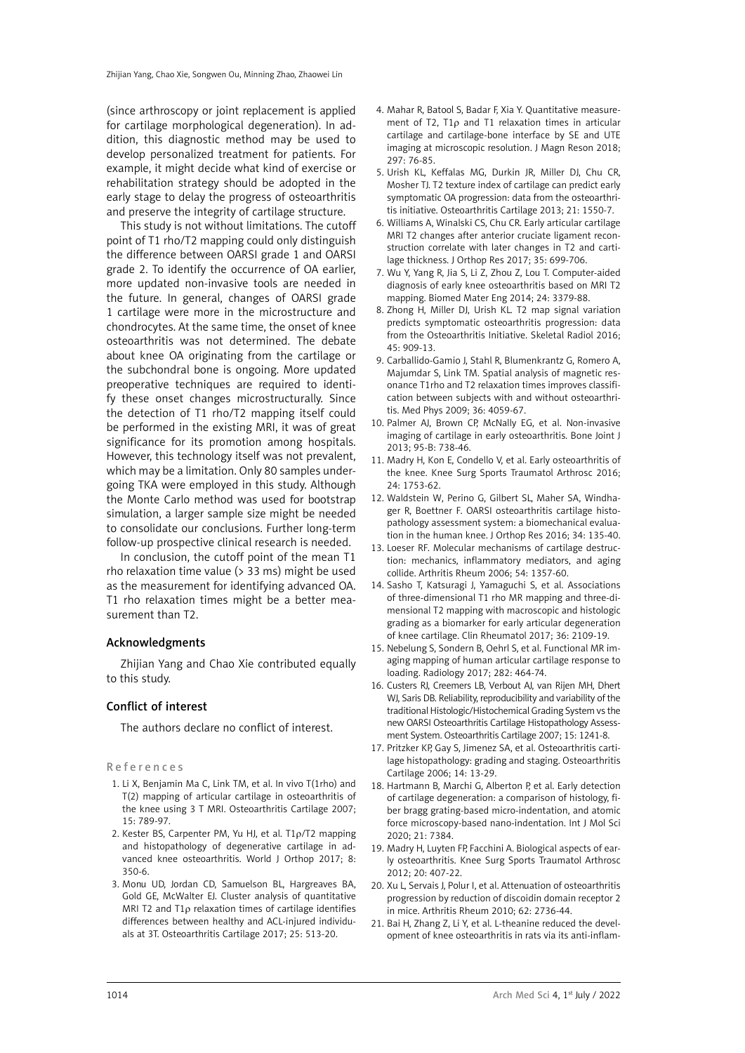(since arthroscopy or joint replacement is applied for cartilage morphological degeneration). In addition, this diagnostic method may be used to develop personalized treatment for patients. For example, it might decide what kind of exercise or rehabilitation strategy should be adopted in the early stage to delay the progress of osteoarthritis and preserve the integrity of cartilage structure.

This study is not without limitations. The cutoff point of T1 rho/T2 mapping could only distinguish the difference between OARSI grade 1 and OARSI grade 2. To identify the occurrence of OA earlier, more updated non-invasive tools are needed in the future. In general, changes of OARSI grade 1 cartilage were more in the microstructure and chondrocytes. At the same time, the onset of knee osteoarthritis was not determined. The debate about knee OA originating from the cartilage or the subchondral bone is ongoing. More updated preoperative techniques are required to identify these onset changes microstructurally. Since the detection of T1 rho/T2 mapping itself could be performed in the existing MRI, it was of great significance for its promotion among hospitals. However, this technology itself was not prevalent, which may be a limitation. Only 80 samples undergoing TKA were employed in this study. Although the Monte Carlo method was used for bootstrap simulation, a larger sample size might be needed to consolidate our conclusions. Further long-term follow-up prospective clinical research is needed.

In conclusion, the cutoff point of the mean T1 rho relaxation time value (> 33 ms) might be used as the measurement for identifying advanced OA. T1 rho relaxation times might be a better measurement than T2.

## Acknowledgments

Zhijian Yang and Chao Xie contributed equally to this study.

## Conflict of interest

The authors declare no conflict of interest.

## References

1. Li X, Benjamin Ma C, Link TM, et al. In vivo T(1rho) and T(2) mapping of articular cartilage in osteoarthritis of the knee using 3 T MRI. Osteoarthritis Cartilage 2007; 15: 789-97.
2. Kester BS, Carpenter PM, Yu HJ, et al. T1ρ/T2 mapping and histopathology of degenerative cartilage in advanced knee osteoarthritis. World J Orthop 2017; 8: 350-6.
3. Monu UD, Jordan CD, Samuelson BL, Hargreaves BA, Gold GE, McWalter EJ. Cluster analysis of quantitative MRI T2 and T1ρ relaxation times of cartilage identifies differences between healthy and ACL-injured individuals at 3T. Osteoarthritis Cartilage 2017; 25: 513-20.
4. Mahar R, Batool S, Badar F, Xia Y. Quantitative measurement of T2, T1ρ and T1 relaxation times in articular cartilage and cartilage-bone interface by SE and UTE imaging at microscopic resolution. J Magn Reson 2018; 297: 76-85.
5. Urish KL, Keffalas MG, Durkin JR, Miller DJ, Chu CR, Mosher TJ. T2 texture index of cartilage can predict early symptomatic OA progression: data from the osteoarthritis initiative. Osteoarthritis Cartilage 2013; 21: 1550-7.
6. Williams A, Winalski CS, Chu CR. Early articular cartilage MRI T2 changes after anterior cruciate ligament reconstruction correlate with later changes in T2 and cartilage thickness. J Orthop Res 2017; 35: 699-706.
7. Wu Y, Yang R, Jia S, Li Z, Zhou Z, Lou T. Computer-aided diagnosis of early knee osteoarthritis based on MRI T2 mapping. Biomed Mater Eng 2014; 24: 3379-88.
8. Zhong H, Miller DJ, Urish KL. T2 map signal variation predicts symptomatic osteoarthritis progression: data from the Osteoarthritis Initiative. Skeletal Radiol 2016; 45: 909-13.
9. Carballido-Gamio J, Stahl R, Blumenkrantz G, Romero A, Majumdar S, Link TM. Spatial analysis of magnetic resonance T1rho and T2 relaxation times improves classification between subjects with and without osteoarthritis. Med Phys 2009; 36: 4059-67.
10. Palmer AJ, Brown CP, McNally EG, et al. Non-invasive imaging of cartilage in early osteoarthritis. Bone Joint J 2013; 95-B: 738-46.
11. Madry H, Kon E, Condello V, et al. Early osteoarthritis of the knee. Knee Surg Sports Traumatol Arthrosc 2016; 24: 1753-62.
12. Waldstein W, Perino G, Gilbert SL, Maher SA, Windhager R, Boettner F. OARSI osteoarthritis cartilage histopathology assessment system: a biomechanical evaluation in the human knee. J Orthop Res 2016; 34: 135-40.
13. Loeser RF. Molecular mechanisms of cartilage destruction: mechanics, inflammatory mediators, and aging collide. Arthritis Rheum 2006; 54: 1357-60.
14. Sasho T, Katsuragi J, Yamaguchi S, et al. Associations of three-dimensional T1 rho MR mapping and three-dimensional T2 mapping with macroscopic and histologic grading as a biomarker for early articular degeneration of knee cartilage. Clin Rheumatol 2017; 36: 2109-19.
15. Nebelung S, Sondern B, Oehrl S, et al. Functional MR imaging mapping of human articular cartilage response to loading. Radiology 2017; 282: 464-74.
16. Custers RJ, Creemers LB, Verbout AJ, van Rijen MH, Dhert WJ, Saris DB. Reliability, reproducibility and variability of the traditional Histologic/Histochemical Grading System vs the new OARSI Osteoarthritis Cartilage Histopathology Assessment System. Osteoarthritis Cartilage 2007; 15: 1241-8.
17. Pritzker KP, Gay S, Jimenez SA, et al. Osteoarthritis cartilage histopathology: grading and staging. Osteoarthritis Cartilage 2006; 14: 13-29.
18. Hartmann B, Marchi G, Alberton P, et al. Early detection of cartilage degeneration: a comparison of histology, fiber bragg grating-based micro-indentation, and atomic force microscopy-based nano-indentation. Int J Mol Sci 2020; 21: 7384.
19. Madry H, Luyten FP, Facchini A. Biological aspects of early osteoarthritis. Knee Surg Sports Traumatol Arthrosc 2012; 20: 407-22.
20. Xu L, Servais J, Polur I, et al. Attenuation of osteoarthritis progression by reduction of discoidin domain receptor 2 in mice. Arthritis Rheum 2010; 62: 2736-44.
21. Bai H, Zhang Z, Li Y, et al. L-theanine reduced the development of knee osteoarthritis in rats via its anti-inflam-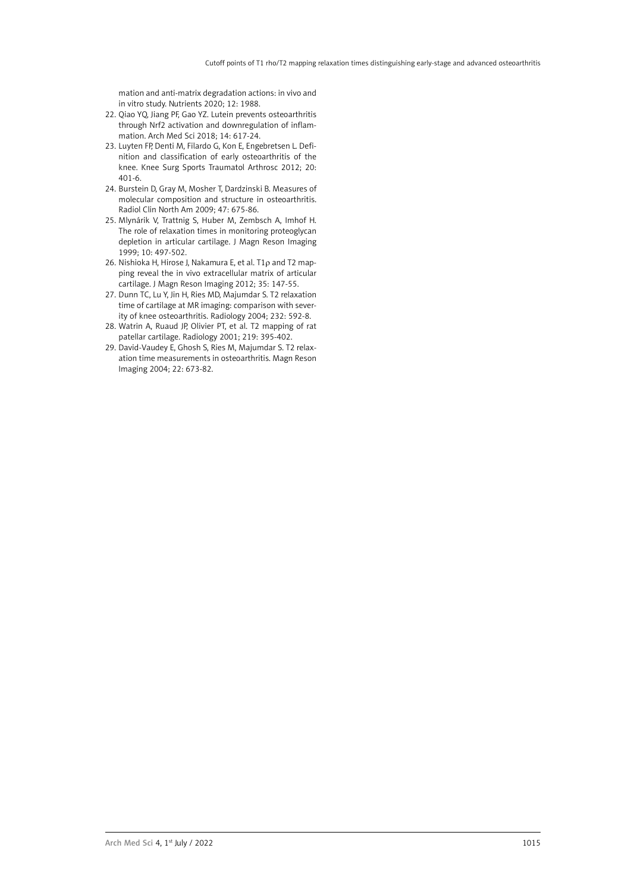mation and anti-matrix degradation actions: in vivo and in vitro study. Nutrients 2020; 12: 1988.

22. Qiao YQ, Jiang PF, Gao YZ. Lutein prevents osteoarthritis through Nrf2 activation and downregulation of inflammation. Arch Med Sci 2018; 14: 617-24.
23. Luyten FP, Denti M, Filardo G, Kon E, Engebretsen L. Definition and classification of early osteoarthritis of the knee. Knee Surg Sports Traumatol Arthrosc 2012; 20: 401-6.
24. Burstein D, Gray M, Mosher T, Dardzinski B. Measures of molecular composition and structure in osteoarthritis. Radiol Clin North Am 2009; 47: 675-86.
25. Mlynárik V, Trattnig S, Huber M, Zembsch A, Imhof H. The role of relaxation times in monitoring proteoglycan depletion in articular cartilage. J Magn Reson Imaging 1999; 10: 497-502.
26. Nishioka H, Hirose J, Nakamura E, et al. T1ρ and T2 mapping reveal the in vivo extracellular matrix of articular cartilage. J Magn Reson Imaging 2012; 35: 147-55.
27. Dunn TC, Lu Y, Jin H, Ries MD, Majumdar S. T2 relaxation time of cartilage at MR imaging: comparison with severity of knee osteoarthritis. Radiology 2004; 232: 592-8.
28. Watrin A, Ruaud JP, Olivier PT, et al. T2 mapping of rat patellar cartilage. Radiology 2001; 219: 395-402.
29. David-Vaudey E, Ghosh S, Ries M, Majumdar S. T2 relaxation time measurements in osteoarthritis. Magn Reson Imaging 2004; 22: 673-82.